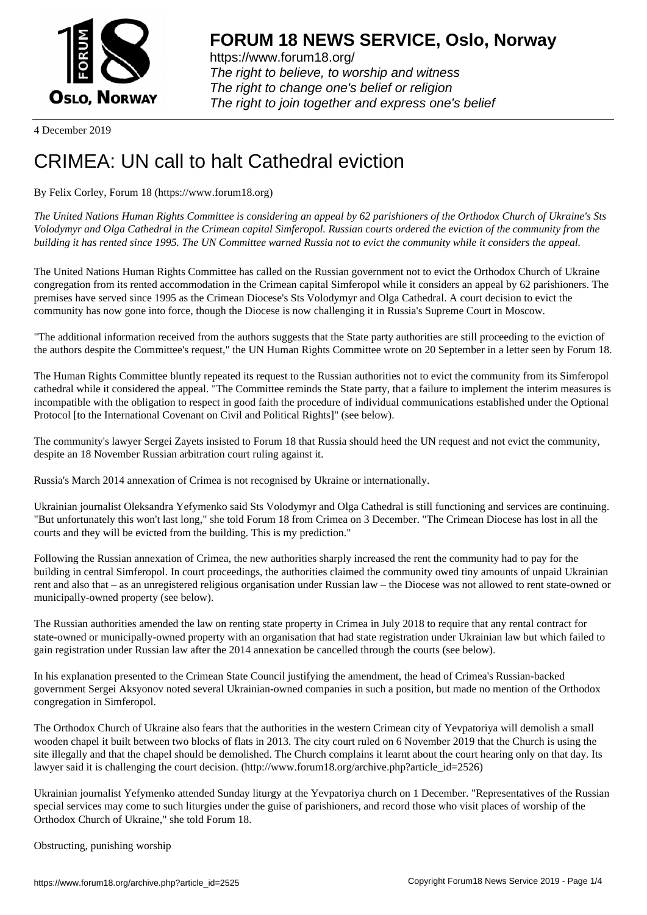# FORUM 18 NEWS SERVICE, Oslo, Norway

https://www.forum18.org/
*The right to believe, to worship and witness*
*The right to change one's belief or religion*
*The right to join together and express one's belief*

4 December 2019

# CRIMEA: UN call to halt Cathedral eviction

By Felix Corley, Forum 18 (https://www.forum18.org)

*The United Nations Human Rights Committee is considering an appeal by 62 parishioners of the Orthodox Church of Ukraine's Sts Volodymyr and Olga Cathedral in the Crimean capital Simferopol. Russian courts ordered the eviction of the community from the building it has rented since 1995. The UN Committee warned Russia not to evict the community while it considers the appeal.*

The United Nations Human Rights Committee has called on the Russian government not to evict the Orthodox Church of Ukraine congregation from its rented accommodation in the Crimean capital Simferopol while it considers an appeal by 62 parishioners. The premises have served since 1995 as the Crimean Diocese's Sts Volodymyr and Olga Cathedral. A court decision to evict the community has now gone into force, though the Diocese is now challenging it in Russia's Supreme Court in Moscow.

"The additional information received from the authors suggests that the State party authorities are still proceeding to the eviction of the authors despite the Committee's request," the UN Human Rights Committee wrote on 20 September in a letter seen by Forum 18.

The Human Rights Committee bluntly repeated its request to the Russian authorities not to evict the community from its Simferopol cathedral while it considered the appeal. "The Committee reminds the State party, that a failure to implement the interim measures is incompatible with the obligation to respect in good faith the procedure of individual communications established under the Optional Protocol [to the International Covenant on Civil and Political Rights]" (see below).

The community's lawyer Sergei Zayets insisted to Forum 18 that Russia should heed the UN request and not evict the community, despite an 18 November Russian arbitration court ruling against it.

Russia's March 2014 annexation of Crimea is not recognised by Ukraine or internationally.

Ukrainian journalist Oleksandra Yefymenko said Sts Volodymyr and Olga Cathedral is still functioning and services are continuing. "But unfortunately this won't last long," she told Forum 18 from Crimea on 3 December. "The Crimean Diocese has lost in all the courts and they will be evicted from the building. This is my prediction."

Following the Russian annexation of Crimea, the new authorities sharply increased the rent the community had to pay for the building in central Simferopol. In court proceedings, the authorities claimed the community owed tiny amounts of unpaid Ukrainian rent and also that – as an unregistered religious organisation under Russian law – the Diocese was not allowed to rent state-owned or municipally-owned property (see below).

The Russian authorities amended the law on renting state property in Crimea in July 2018 to require that any rental contract for state-owned or municipally-owned property with an organisation that had state registration under Ukrainian law but which failed to gain registration under Russian law after the 2014 annexation be cancelled through the courts (see below).

In his explanation presented to the Crimean State Council justifying the amendment, the head of Crimea's Russian-backed government Sergei Aksyonov noted several Ukrainian-owned companies in such a position, but made no mention of the Orthodox congregation in Simferopol.

The Orthodox Church of Ukraine also fears that the authorities in the western Crimean city of Yevpatoriya will demolish a small wooden chapel it built between two blocks of flats in 2013. The city court ruled on 6 November 2019 that the Church is using the site illegally and that the chapel should be demolished. The Church complains it learnt about the court hearing only on that day. Its lawyer said it is challenging the court decision. (http://www.forum18.org/archive.php?article_id=2526)

Ukrainian journalist Yefymenko attended Sunday liturgy at the Yevpatoriya church on 1 December. "Representatives of the Russian special services may come to such liturgies under the guise of parishioners, and record those who visit places of worship of the Orthodox Church of Ukraine," she told Forum 18.

## Obstructing, punishing worship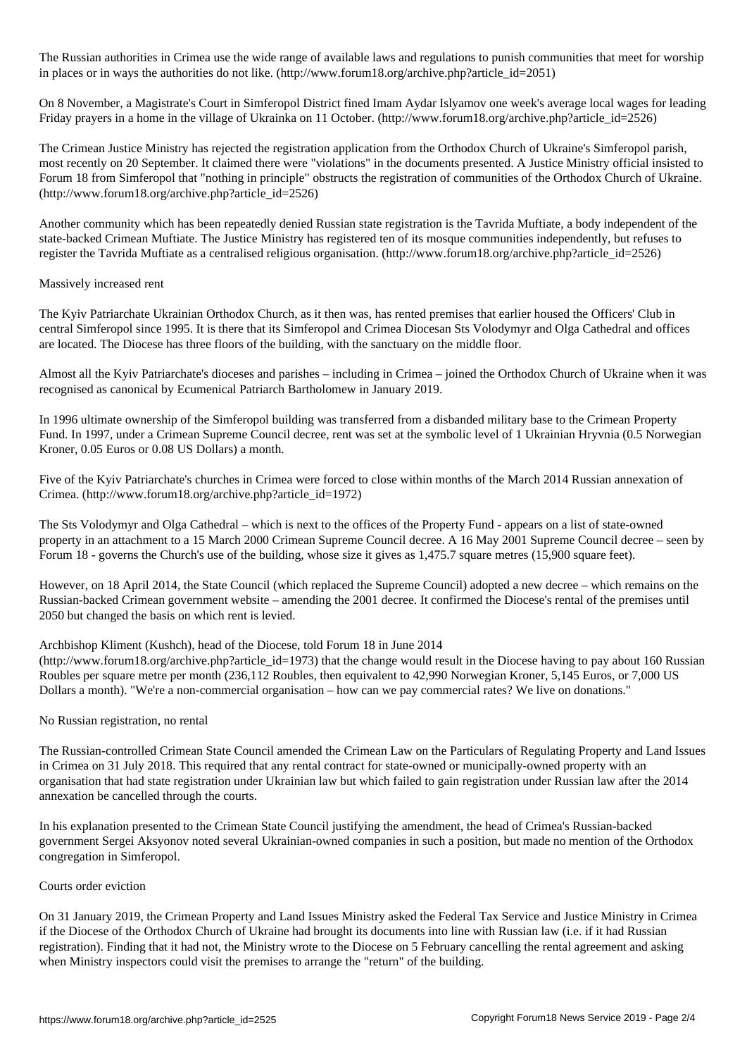The Russian authorities in Crimea use the wide range of available laws and regulations to punish communities that meet for worship in places or in ways the authorities do not like. (http://www.forum18.org/archive.php?article_id=2051)

On 8 November, a Magistrate's Court in Simferopol District fined Imam Aydar Islyamov one week's average local wages for leading Friday prayers in a home in the village of Ukrainka on 11 October. (http://www.forum18.org/archive.php?article_id=2526)

The Crimean Justice Ministry has rejected the registration application from the Orthodox Church of Ukraine's Simferopol parish, most recently on 20 September. It claimed there were "violations" in the documents presented. A Justice Ministry official insisted to Forum 18 from Simferopol that "nothing in principle" obstructs the registration of communities of the Orthodox Church of Ukraine. (http://www.forum18.org/archive.php?article_id=2526)

Another community which has been repeatedly denied Russian state registration is the Tavrida Muftiate, a body independent of the state-backed Crimean Muftiate. The Justice Ministry has registered ten of its mosque communities independently, but refuses to register the Tavrida Muftiate as a centralised religious organisation. (http://www.forum18.org/archive.php?article_id=2526)

## Massively increased rent

The Kyiv Patriarchate Ukrainian Orthodox Church, as it then was, has rented premises that earlier housed the Officers' Club in central Simferopol since 1995. It is there that its Simferopol and Crimea Diocesan Sts Volodymyr and Olga Cathedral and offices are located. The Diocese has three floors of the building, with the sanctuary on the middle floor.

Almost all the Kyiv Patriarchate's dioceses and parishes – including in Crimea – joined the Orthodox Church of Ukraine when it was recognised as canonical by Ecumenical Patriarch Bartholomew in January 2019.

In 1996 ultimate ownership of the Simferopol building was transferred from a disbanded military base to the Crimean Property Fund. In 1997, under a Crimean Supreme Council decree, rent was set at the symbolic level of 1 Ukrainian Hryvnia (0.5 Norwegian Kroner, 0.05 Euros or 0.08 US Dollars) a month.

Five of the Kyiv Patriarchate's churches in Crimea were forced to close within months of the March 2014 Russian annexation of Crimea. (http://www.forum18.org/archive.php?article_id=1972)

The Sts Volodymyr and Olga Cathedral – which is next to the offices of the Property Fund - appears on a list of state-owned property in an attachment to a 15 March 2000 Crimean Supreme Council decree. A 16 May 2001 Supreme Council decree – seen by Forum 18 - governs the Church's use of the building, whose size it gives as 1,475.7 square metres (15,900 square feet).

However, on 18 April 2014, the State Council (which replaced the Supreme Council) adopted a new decree – which remains on the Russian-backed Crimean government website – amending the 2001 decree. It confirmed the Diocese's rental of the premises until 2050 but changed the basis on which rent is levied.

Archbishop Kliment (Kushch), head of the Diocese, told Forum 18 in June 2014 (http://www.forum18.org/archive.php?article_id=1973) that the change would result in the Diocese having to pay about 160 Russian Roubles per square metre per month (236,112 Roubles, then equivalent to 42,990 Norwegian Kroner, 5,145 Euros, or 7,000 US Dollars a month). "We're a non-commercial organisation – how can we pay commercial rates? We live on donations."

## No Russian registration, no rental

The Russian-controlled Crimean State Council amended the Crimean Law on the Particulars of Regulating Property and Land Issues in Crimea on 31 July 2018. This required that any rental contract for state-owned or municipally-owned property with an organisation that had state registration under Ukrainian law but which failed to gain registration under Russian law after the 2014 annexation be cancelled through the courts.

In his explanation presented to the Crimean State Council justifying the amendment, the head of Crimea's Russian-backed government Sergei Aksyonov noted several Ukrainian-owned companies in such a position, but made no mention of the Orthodox congregation in Simferopol.

## Courts order eviction

On 31 January 2019, the Crimean Property and Land Issues Ministry asked the Federal Tax Service and Justice Ministry in Crimea if the Diocese of the Orthodox Church of Ukraine had brought its documents into line with Russian law (i.e. if it had Russian registration). Finding that it had not, the Ministry wrote to the Diocese on 5 February cancelling the rental agreement and asking when Ministry inspectors could visit the premises to arrange the "return" of the building.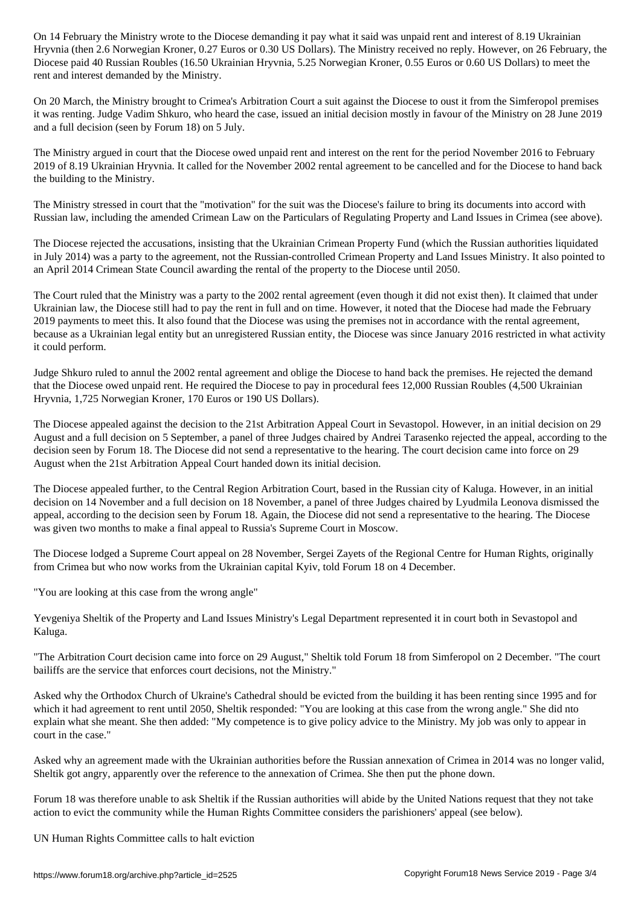On 14 February the Ministry wrote to the Diocese demanding it pay what it said was unpaid rent and interest of 8.19 Ukrainian Hryvnia (then 2.6 Norwegian Kroner, 0.27 Euros or 0.30 US Dollars). The Ministry received no reply. However, on 26 February, the Diocese paid 40 Russian Roubles (16.50 Ukrainian Hryvnia, 5.25 Norwegian Kroner, 0.55 Euros or 0.60 US Dollars) to meet the rent and interest demanded by the Ministry.

On 20 March, the Ministry brought to Crimea's Arbitration Court a suit against the Diocese to oust it from the Simferopol premises it was renting. Judge Vadim Shkuro, who heard the case, issued an initial decision mostly in favour of the Ministry on 28 June 2019 and a full decision (seen by Forum 18) on 5 July.

The Ministry argued in court that the Diocese owed unpaid rent and interest on the rent for the period November 2016 to February 2019 of 8.19 Ukrainian Hryvnia. It called for the November 2002 rental agreement to be cancelled and for the Diocese to hand back the building to the Ministry.

The Ministry stressed in court that the "motivation" for the suit was the Diocese's failure to bring its documents into accord with Russian law, including the amended Crimean Law on the Particulars of Regulating Property and Land Issues in Crimea (see above).

The Diocese rejected the accusations, insisting that the Ukrainian Crimean Property Fund (which the Russian authorities liquidated in July 2014) was a party to the agreement, not the Russian-controlled Crimean Property and Land Issues Ministry. It also pointed to an April 2014 Crimean State Council awarding the rental of the property to the Diocese until 2050.

The Court ruled that the Ministry was a party to the 2002 rental agreement (even though it did not exist then). It claimed that under Ukrainian law, the Diocese still had to pay the rent in full and on time. However, it noted that the Diocese had made the February 2019 payments to meet this. It also found that the Diocese was using the premises not in accordance with the rental agreement, because as a Ukrainian legal entity but an unregistered Russian entity, the Diocese was since January 2016 restricted in what activity it could perform.

Judge Shkuro ruled to annul the 2002 rental agreement and oblige the Diocese to hand back the premises. He rejected the demand that the Diocese owed unpaid rent. He required the Diocese to pay in procedural fees 12,000 Russian Roubles (4,500 Ukrainian Hryvnia, 1,725 Norwegian Kroner, 170 Euros or 190 US Dollars).

The Diocese appealed against the decision to the 21st Arbitration Appeal Court in Sevastopol. However, in an initial decision on 29 August and a full decision on 5 September, a panel of three Judges chaired by Andrei Tarasenko rejected the appeal, according to the decision seen by Forum 18. The Diocese did not send a representative to the hearing. The court decision came into force on 29 August when the 21st Arbitration Appeal Court handed down its initial decision.

The Diocese appealed further, to the Central Region Arbitration Court, based in the Russian city of Kaluga. However, in an initial decision on 14 November and a full decision on 18 November, a panel of three Judges chaired by Lyudmila Leonova dismissed the appeal, according to the decision seen by Forum 18. Again, the Diocese did not send a representative to the hearing. The Diocese was given two months to make a final appeal to Russia's Supreme Court in Moscow.

The Diocese lodged a Supreme Court appeal on 28 November, Sergei Zayets of the Regional Centre for Human Rights, originally from Crimea but who now works from the Ukrainian capital Kyiv, told Forum 18 on 4 December.

## "You are looking at this case from the wrong angle"

Yevgeniya Sheltik of the Property and Land Issues Ministry's Legal Department represented it in court both in Sevastopol and Kaluga.

"The Arbitration Court decision came into force on 29 August," Sheltik told Forum 18 from Simferopol on 2 December. "The court bailiffs are the service that enforces court decisions, not the Ministry."

Asked why the Orthodox Church of Ukraine's Cathedral should be evicted from the building it has been renting since 1995 and for which it had agreement to rent until 2050, Sheltik responded: "You are looking at this case from the wrong angle." She did nto explain what she meant. She then added: "My competence is to give policy advice to the Ministry. My job was only to appear in court in the case."

Asked why an agreement made with the Ukrainian authorities before the Russian annexation of Crimea in 2014 was no longer valid, Sheltik got angry, apparently over the reference to the annexation of Crimea. She then put the phone down.

Forum 18 was therefore unable to ask Sheltik if the Russian authorities will abide by the United Nations request that they not take action to evict the community while the Human Rights Committee considers the parishioners' appeal (see below).

## UN Human Rights Committee calls to halt eviction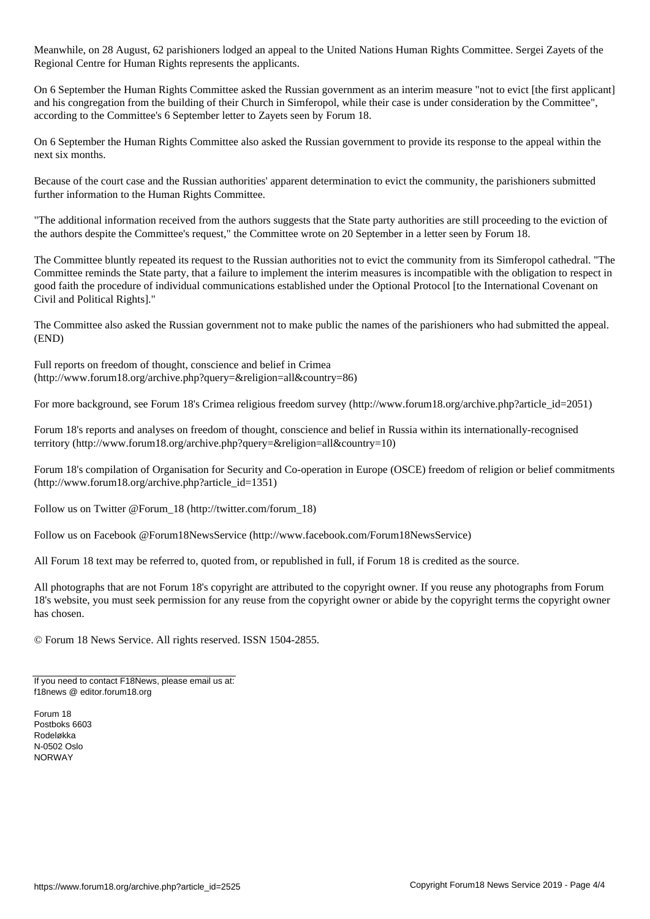Meanwhile, on 28 August, 62 parishioners lodged an appeal to the United Nations Human Rights Committee. Sergei Zayets of the Regional Centre for Human Rights represents the applicants.

On 6 September the Human Rights Committee asked the Russian government as an interim measure "not to evict [the first applicant] and his congregation from the building of their Church in Simferopol, while their case is under consideration by the Committee", according to the Committee's 6 September letter to Zayets seen by Forum 18.

On 6 September the Human Rights Committee also asked the Russian government to provide its response to the appeal within the next six months.

Because of the court case and the Russian authorities' apparent determination to evict the community, the parishioners submitted further information to the Human Rights Committee.

"The additional information received from the authors suggests that the State party authorities are still proceeding to the eviction of the authors despite the Committee's request," the Committee wrote on 20 September in a letter seen by Forum 18.

The Committee bluntly repeated its request to the Russian authorities not to evict the community from its Simferopol cathedral. "The Committee reminds the State party, that a failure to implement the interim measures is incompatible with the obligation to respect in good faith the procedure of individual communications established under the Optional Protocol [to the International Covenant on Civil and Political Rights]."

The Committee also asked the Russian government not to make public the names of the parishioners who had submitted the appeal. (END)

Full reports on freedom of thought, conscience and belief in Crimea (http://www.forum18.org/archive.php?query=&religion=all&country=86)

For more background, see Forum 18's Crimea religious freedom survey (http://www.forum18.org/archive.php?article_id=2051)

Forum 18's reports and analyses on freedom of thought, conscience and belief in Russia within its internationally-recognised territory (http://www.forum18.org/archive.php?query=&religion=all&country=10)

Forum 18's compilation of Organisation for Security and Co-operation in Europe (OSCE) freedom of religion or belief commitments (http://www.forum18.org/archive.php?article_id=1351)

Follow us on Twitter @Forum_18 (http://twitter.com/forum_18)

Follow us on Facebook @Forum18NewsService (http://www.facebook.com/Forum18NewsService)

All Forum 18 text may be referred to, quoted from, or republished in full, if Forum 18 is credited as the source.

All photographs that are not Forum 18's copyright are attributed to the copyright owner. If you reuse any photographs from Forum 18's website, you must seek permission for any reuse from the copyright owner or abide by the copyright terms the copyright owner has chosen.

© Forum 18 News Service. All rights reserved. ISSN 1504-2855.

If you need to contact F18News, please email us at:
f18news @ editor.forum18.org

Forum 18
Postboks 6603
Rodeløkka
N-0502 Oslo
NORWAY